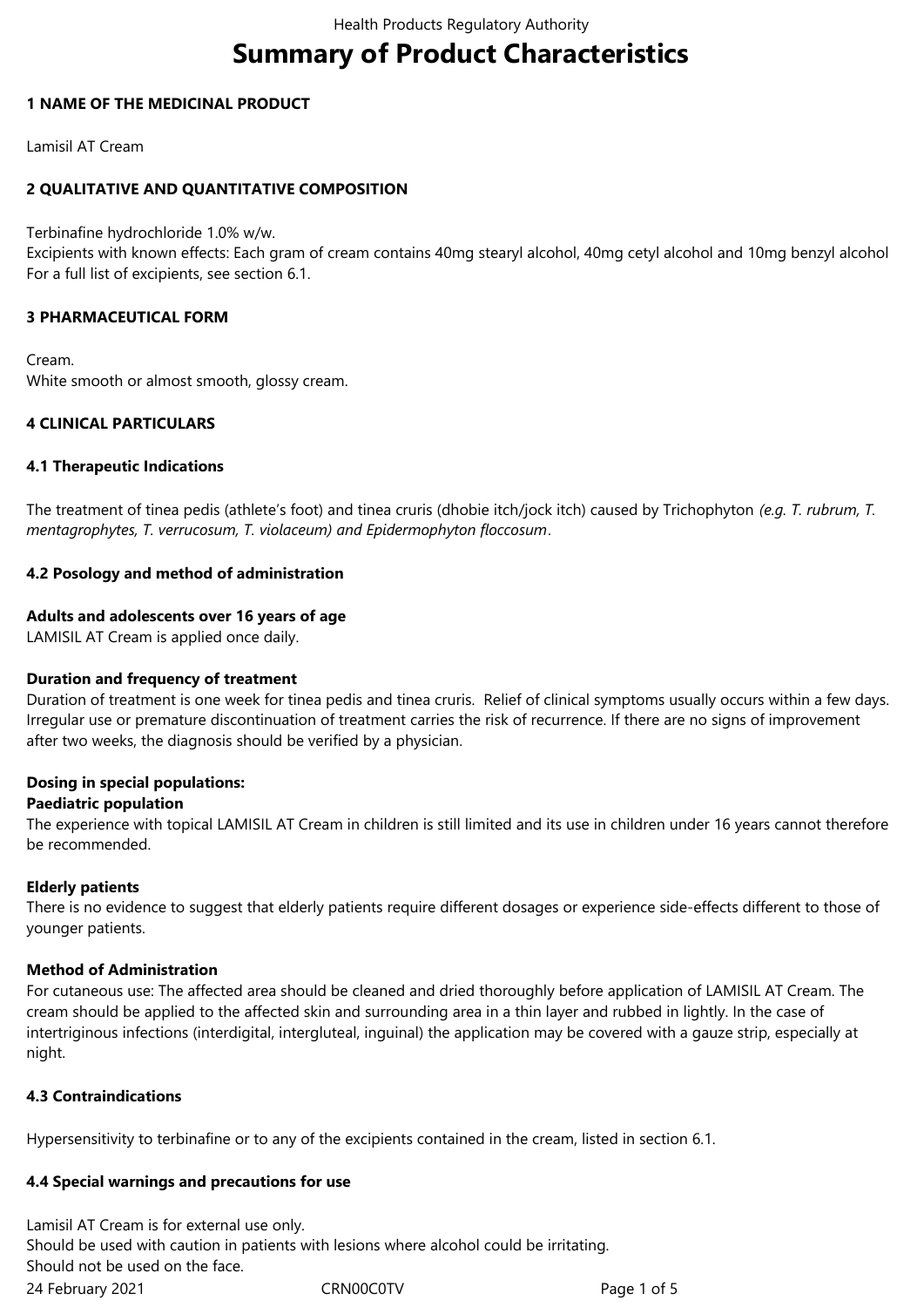# Summary of Product Characteristics

## 1 NAME OF THE MEDICINAL PRODUCT

Lamisil AT Cream

## 2 QUALITATIVE AND QUANTITATIVE COMPOSITION

Terbinafine hydrochloride 1.0% w/w.
Excipients with known effects: Each gram of cream contains 40mg stearyl alcohol, 40mg cetyl alcohol and 10mg benzyl alcohol
For a full list of excipients, see section 6.1.

## 3 PHARMACEUTICAL FORM

Cream.
White smooth or almost smooth, glossy cream.

## 4 CLINICAL PARTICULARS

### 4.1 Therapeutic Indications

The treatment of tinea pedis (athlete's foot) and tinea cruris (dhobie itch/jock itch) caused by Trichophyton *(e.g. T. rubrum, T. mentagrophytes, T. verrucosum, T. violaceum) and Epidermophyton floccosum*.

### 4.2 Posology and method of administration

**Adults and adolescents over 16 years of age**
LAMISIL AT Cream is applied once daily.

**Duration and frequency of treatment**
Duration of treatment is one week for tinea pedis and tinea cruris. Relief of clinical symptoms usually occurs within a few days. Irregular use or premature discontinuation of treatment carries the risk of recurrence. If there are no signs of improvement after two weeks, the diagnosis should be verified by a physician.

**Dosing in special populations:**
**Paediatric population**
The experience with topical LAMISIL AT Cream in children is still limited and its use in children under 16 years cannot therefore be recommended.

**Elderly patients**
There is no evidence to suggest that elderly patients require different dosages or experience side-effects different to those of younger patients.

**Method of Administration**
For cutaneous use: The affected area should be cleaned and dried thoroughly before application of LAMISIL AT Cream. The cream should be applied to the affected skin and surrounding area in a thin layer and rubbed in lightly. In the case of intertriginous infections (interdigital, intergluteal, inguinal) the application may be covered with a gauze strip, especially at night.

### 4.3 Contraindications

Hypersensitivity to terbinafine or to any of the excipients contained in the cream, listed in section 6.1.

### 4.4 Special warnings and precautions for use

Lamisil AT Cream is for external use only.
Should be used with caution in patients with lesions where alcohol could be irritating.
Should not be used on the face.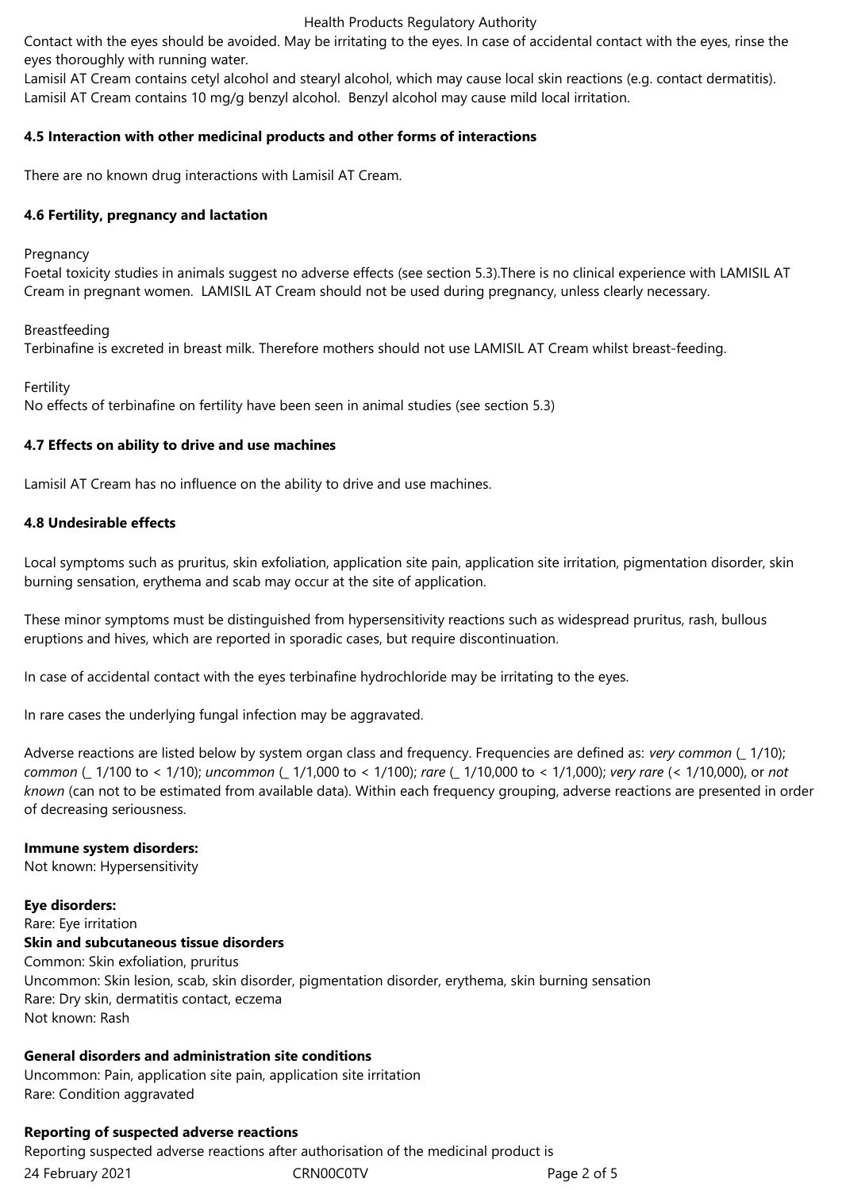Contact with the eyes should be avoided. May be irritating to the eyes. In case of accidental contact with the eyes, rinse the eyes thoroughly with running water.

Lamisil AT Cream contains cetyl alcohol and stearyl alcohol, which may cause local skin reactions (e.g. contact dermatitis). Lamisil AT Cream contains 10 mg/g benzyl alcohol. Benzyl alcohol may cause mild local irritation.

**4.5 Interaction with other medicinal products and other forms of interactions**

There are no known drug interactions with Lamisil AT Cream.

**4.6 Fertility, pregnancy and lactation**

Pregnancy

Foetal toxicity studies in animals suggest no adverse effects (see section 5.3).There is no clinical experience with LAMISIL AT Cream in pregnant women. LAMISIL AT Cream should not be used during pregnancy, unless clearly necessary.

Breastfeeding

Terbinafine is excreted in breast milk. Therefore mothers should not use LAMISIL AT Cream whilst breast-feeding.

Fertility

No effects of terbinafine on fertility have been seen in animal studies (see section 5.3)

**4.7 Effects on ability to drive and use machines**

Lamisil AT Cream has no influence on the ability to drive and use machines.

**4.8 Undesirable effects**

Local symptoms such as pruritus, skin exfoliation, application site pain, application site irritation, pigmentation disorder, skin burning sensation, erythema and scab may occur at the site of application.

These minor symptoms must be distinguished from hypersensitivity reactions such as widespread pruritus, rash, bullous eruptions and hives, which are reported in sporadic cases, but require discontinuation.

In case of accidental contact with the eyes terbinafine hydrochloride may be irritating to the eyes.

In rare cases the underlying fungal infection may be aggravated.

Adverse reactions are listed below by system organ class and frequency. Frequencies are defined as: *very common* (_ 1/10); *common* (_ 1/100 to < 1/10); *uncommon* (_ 1/1,000 to < 1/100); *rare* (_ 1/10,000 to < 1/1,000); *very rare* (< 1/10,000), or *not known* (can not to be estimated from available data). Within each frequency grouping, adverse reactions are presented in order of decreasing seriousness.

**Immune system disorders:**

Not known: Hypersensitivity

**Eye disorders:**

Rare: Eye irritation

**Skin and subcutaneous tissue disorders**

Common: Skin exfoliation, pruritus

Uncommon: Skin lesion, scab, skin disorder, pigmentation disorder, erythema, skin burning sensation

Rare: Dry skin, dermatitis contact, eczema

Not known: Rash

**General disorders and administration site conditions**

Uncommon: Pain, application site pain, application site irritation

Rare: Condition aggravated

**Reporting of suspected adverse reactions**

Reporting suspected adverse reactions after authorisation of the medicinal product is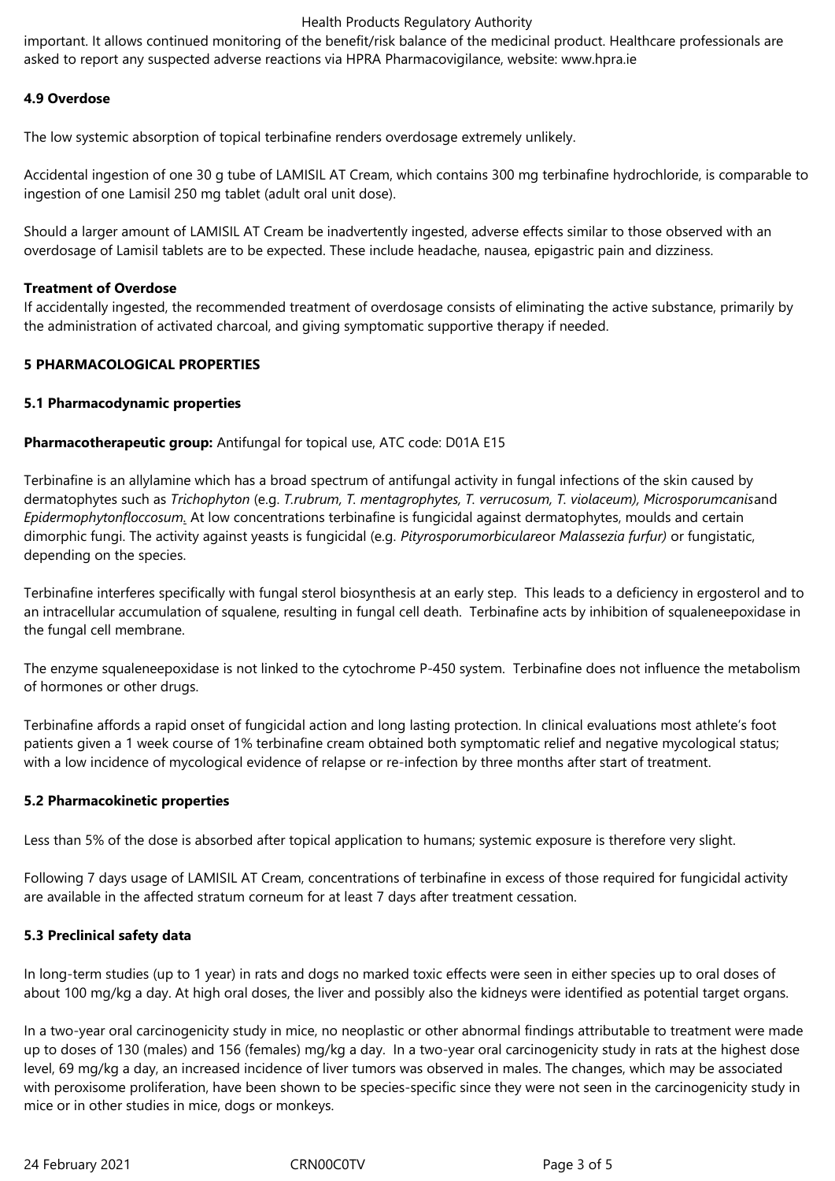important. It allows continued monitoring of the benefit/risk balance of the medicinal product. Healthcare professionals are asked to report any suspected adverse reactions via HPRA Pharmacovigilance, website: www.hpra.ie

**4.9 Overdose**

The low systemic absorption of topical terbinafine renders overdosage extremely unlikely.

Accidental ingestion of one 30 g tube of LAMISIL AT Cream, which contains 300 mg terbinafine hydrochloride, is comparable to ingestion of one Lamisil 250 mg tablet (adult oral unit dose).

Should a larger amount of LAMISIL AT Cream be inadvertently ingested, adverse effects similar to those observed with an overdosage of Lamisil tablets are to be expected. These include headache, nausea, epigastric pain and dizziness.

**Treatment of Overdose**

If accidentally ingested, the recommended treatment of overdosage consists of eliminating the active substance, primarily by the administration of activated charcoal, and giving symptomatic supportive therapy if needed.

**5 PHARMACOLOGICAL PROPERTIES**

**5.1 Pharmacodynamic properties**

**Pharmacotherapeutic group:** Antifungal for topical use, ATC code: D01A E15

Terbinafine is an allylamine which has a broad spectrum of antifungal activity in fungal infections of the skin caused by dermatophytes such as *Trichophyton* (e.g. *T.rubrum, T. mentagrophytes, T. verrucosum, T. violaceum), Microsporumcanis*and *Epidermophytonfloccosum*. At low concentrations terbinafine is fungicidal against dermatophytes, moulds and certain dimorphic fungi. The activity against yeasts is fungicidal (e.g. *Pityrosporumorbiculare*or *Malassezia furfur)* or fungistatic, depending on the species.

Terbinafine interferes specifically with fungal sterol biosynthesis at an early step. This leads to a deficiency in ergosterol and to an intracellular accumulation of squalene, resulting in fungal cell death. Terbinafine acts by inhibition of squaleneepoxidase in the fungal cell membrane.

The enzyme squaleneepoxidase is not linked to the cytochrome P-450 system. Terbinafine does not influence the metabolism of hormones or other drugs.

Terbinafine affords a rapid onset of fungicidal action and long lasting protection. In clinical evaluations most athlete's foot patients given a 1 week course of 1% terbinafine cream obtained both symptomatic relief and negative mycological status; with a low incidence of mycological evidence of relapse or re-infection by three months after start of treatment.

**5.2 Pharmacokinetic properties**

Less than 5% of the dose is absorbed after topical application to humans; systemic exposure is therefore very slight.

Following 7 days usage of LAMISIL AT Cream, concentrations of terbinafine in excess of those required for fungicidal activity are available in the affected stratum corneum for at least 7 days after treatment cessation.

**5.3 Preclinical safety data**

In long-term studies (up to 1 year) in rats and dogs no marked toxic effects were seen in either species up to oral doses of about 100 mg/kg a day. At high oral doses, the liver and possibly also the kidneys were identified as potential target organs.

In a two-year oral carcinogenicity study in mice, no neoplastic or other abnormal findings attributable to treatment were made up to doses of 130 (males) and 156 (females) mg/kg a day. In a two-year oral carcinogenicity study in rats at the highest dose level, 69 mg/kg a day, an increased incidence of liver tumors was observed in males. The changes, which may be associated with peroxisome proliferation, have been shown to be species-specific since they were not seen in the carcinogenicity study in mice or in other studies in mice, dogs or monkeys.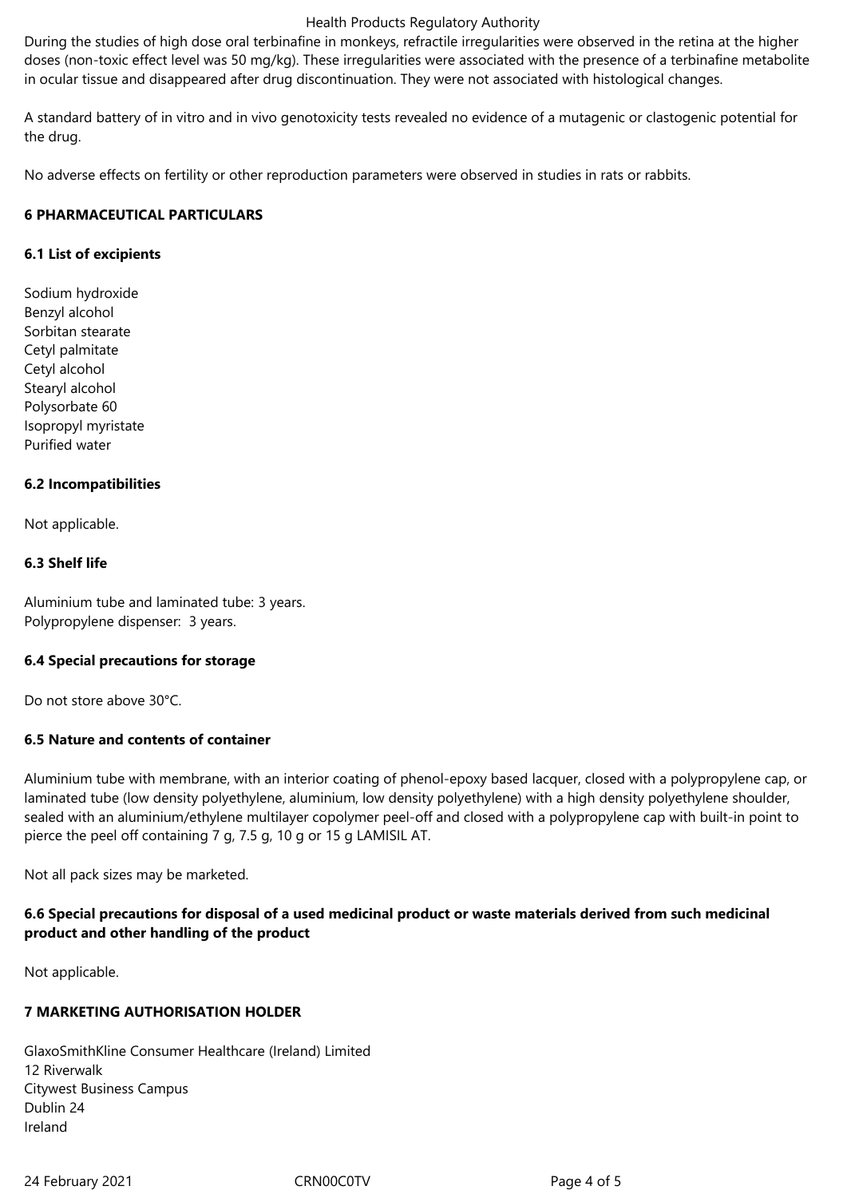During the studies of high dose oral terbinafine in monkeys, refractile irregularities were observed in the retina at the higher doses (non-toxic effect level was 50 mg/kg). These irregularities were associated with the presence of a terbinafine metabolite in ocular tissue and disappeared after drug discontinuation. They were not associated with histological changes.

A standard battery of in vitro and in vivo genotoxicity tests revealed no evidence of a mutagenic or clastogenic potential for the drug.

No adverse effects on fertility or other reproduction parameters were observed in studies in rats or rabbits.

## 6 PHARMACEUTICAL PARTICULARS

### 6.1 List of excipients

Sodium hydroxide
Benzyl alcohol
Sorbitan stearate
Cetyl palmitate
Cetyl alcohol
Stearyl alcohol
Polysorbate 60
Isopropyl myristate
Purified water

### 6.2 Incompatibilities

Not applicable.

### 6.3 Shelf life

Aluminium tube and laminated tube: 3 years.
Polypropylene dispenser: 3 years.

### 6.4 Special precautions for storage

Do not store above 30°C.

### 6.5 Nature and contents of container

Aluminium tube with membrane, with an interior coating of phenol-epoxy based lacquer, closed with a polypropylene cap, or laminated tube (low density polyethylene, aluminium, low density polyethylene) with a high density polyethylene shoulder, sealed with an aluminium/ethylene multilayer copolymer peel-off and closed with a polypropylene cap with built-in point to pierce the peel off containing 7 g, 7.5 g, 10 g or 15 g LAMISIL AT.

Not all pack sizes may be marketed.

### 6.6 Special precautions for disposal of a used medicinal product or waste materials derived from such medicinal product and other handling of the product

Not applicable.

## 7 MARKETING AUTHORISATION HOLDER

GlaxoSmithKline Consumer Healthcare (Ireland) Limited
12 Riverwalk
Citywest Business Campus
Dublin 24
Ireland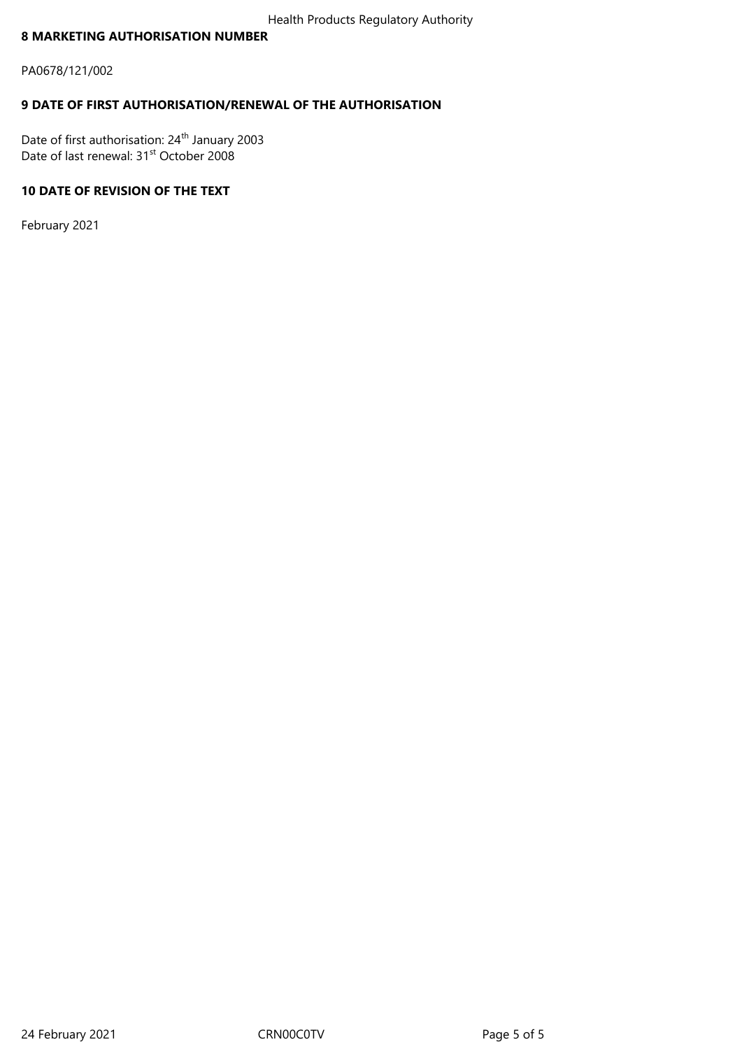## 8 MARKETING AUTHORISATION NUMBER

PA0678/121/002

## 9 DATE OF FIRST AUTHORISATION/RENEWAL OF THE AUTHORISATION

Date of first authorisation: 24th January 2003
Date of last renewal: 31st October 2008

## 10 DATE OF REVISION OF THE TEXT

February 2021